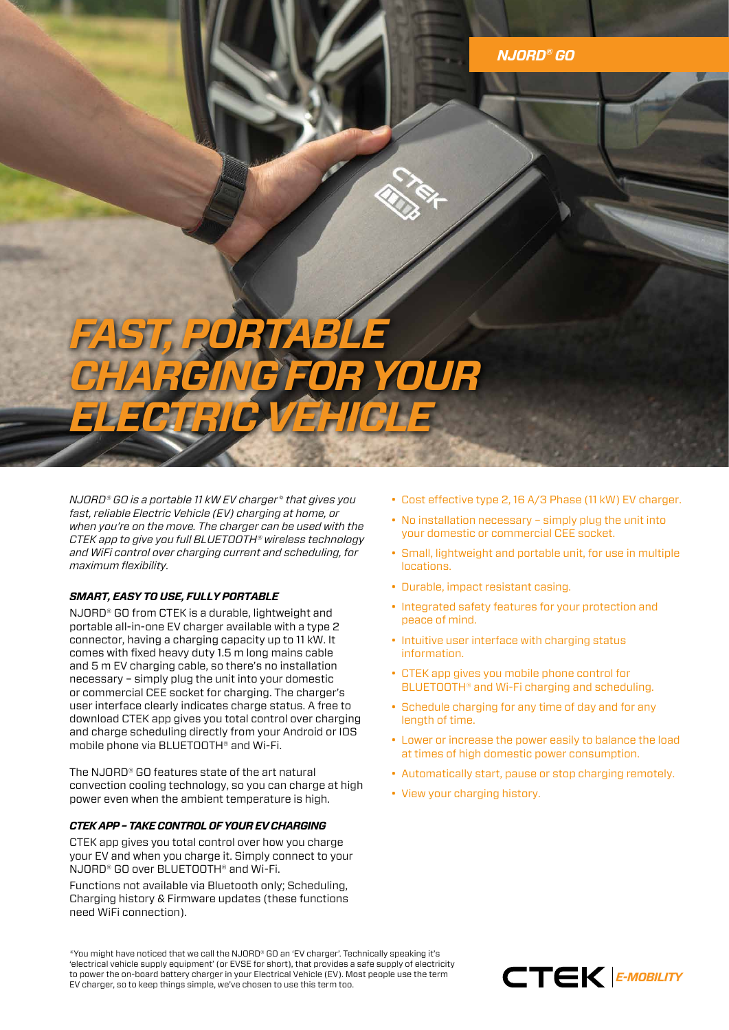NJORD® GO

# FAST, PORTABLE CHARGING FOR YOUR ELECTRIC VEHICLE

*NJORD® GO is a portable 11 kW EV charger* that gives you fast, reliable Electric Vehicle (EV) charging at home, or when you're on the move. The charger can be used with the CTEK app to give you full BLUETOOTH® wireless technology and WiFi control over charging current and scheduling, for maximum flexibility.*

### *SMART, EASY TO USE, FULLY PORTABLE*

NJORD® GO from CTEK is a durable, lightweight and portable all-in-one EV charger available with a type 2 connector, having a charging capacity up to 11 kW. It comes with fixed heavy duty 1.5 m long mains cable and 5 m EV charging cable, so there's no installation necessary – simply plug the unit into your domestic or commercial CEE socket for charging. The charger's user interface clearly indicates charge status. A free to download CTEK app gives you total control over charging and charge scheduling directly from your Android or IOS mobile phone via BLUETOOTH® and Wi-Fi.

The NJORD® GO features state of the art natural convection cooling technology, so you can charge at high power even when the ambient temperature is high.

### *CTEK APP – TAKE CONTROL OF YOUR EV CHARGING*

CTEK app gives you total control over how you charge your EV and when you charge it. Simply connect to your NJORD® GO over BLUETOOTH® and Wi-Fi.

Functions not available via Bluetooth only; Scheduling, Charging history & Firmware updates (these functions need WiFi connection).

- Cost effective type 2, 16 A/3 Phase (11 kW) EV charger.
- No installation necessary – simply plug the unit into your domestic or commercial CEE socket.
- Small, lightweight and portable unit, for use in multiple locations.
- Durable, impact resistant casing.
- Integrated safety features for your protection and peace of mind.
- Intuitive user interface with charging status information.
- CTEK app gives you mobile phone control for BLUETOOTH® and Wi-Fi charging and scheduling.
- Schedule charging for any time of day and for any length of time.
- Lower or increase the power easily to balance the load at times of high domestic power consumption.
- Automatically start, pause or stop charging remotely.
- View your charging history.

*You might have noticed that we call the NJORD® GO an 'EV charger'. Technically speaking it's 'electrical vehicle supply equipment' (or EVSE for short), that provides a safe supply of electricity to power the on-board battery charger in your Electrical Vehicle (EV). Most people use the term EV charger, so to keep things simple, we've chosen to use this term too.

CTEK | E-MOBILITY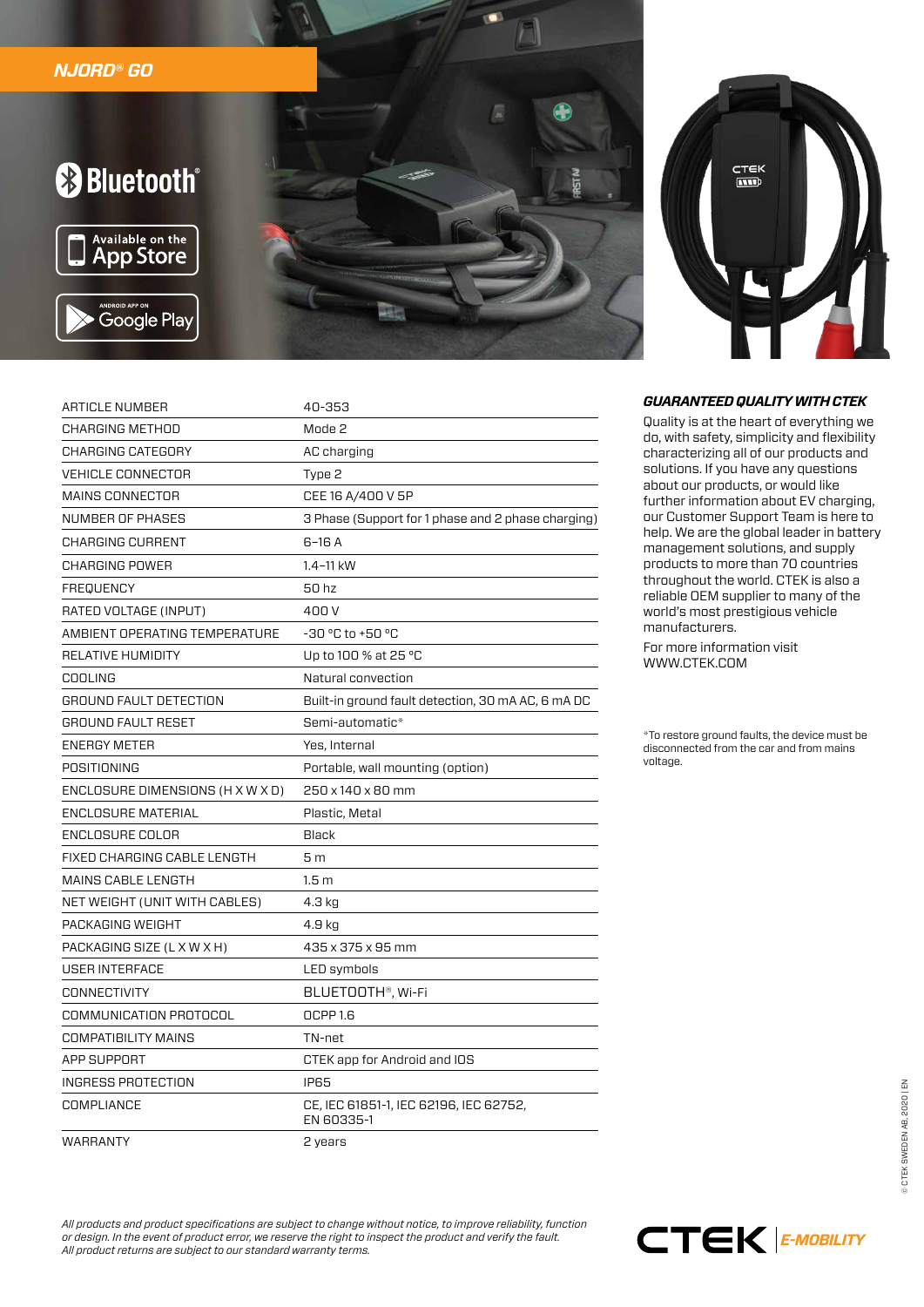## NJORD® GO

Bluetooth®

Available on the App Store

ANDROID APP ON Google Play

| | |
|---|---|
| ARTICLE NUMBER | 40-353 |
| CHARGING METHOD | Mode 2 |
| CHARGING CATEGORY | AC charging |
| VEHICLE CONNECTOR | Type 2 |
| MAINS CONNECTOR | CEE 16 A/400 V 5P |
| NUMBER OF PHASES | 3 Phase (Support for 1 phase and 2 phase charging) |
| CHARGING CURRENT | 6–16 A |
| CHARGING POWER | 1.4–11 kW |
| FREQUENCY | 50 hz |
| RATED VOLTAGE (INPUT) | 400 V |
| AMBIENT OPERATING TEMPERATURE | -30 °C to +50 °C |
| RELATIVE HUMIDITY | Up to 100 % at 25 °C |
| COOLING | Natural convection |
| GROUND FAULT DETECTION | Built-in ground fault detection, 30 mA AC, 6 mA DC |
| GROUND FAULT RESET | Semi-automatic* |
| ENERGY METER | Yes, Internal |
| POSITIONING | Portable, wall mounting (option) |
| ENCLOSURE DIMENSIONS (H X W X D) | 250 x 140 x 80 mm |
| ENCLOSURE MATERIAL | Plastic, Metal |
| ENCLOSURE COLOR | Black |
| FIXED CHARGING CABLE LENGTH | 5 m |
| MAINS CABLE LENGTH | 1.5 m |
| NET WEIGHT (UNIT WITH CABLES) | 4.3 kg |
| PACKAGING WEIGHT | 4.9 kg |
| PACKAGING SIZE (L X W X H) | 435 x 375 x 95 mm |
| USER INTERFACE | LED symbols |
| CONNECTIVITY | BLUETOOTH®, Wi-Fi |
| COMMUNICATION PROTOCOL | OCPP 1.6 |
| COMPATIBILITY MAINS | TN-net |
| APP SUPPORT | CTEK app for Android and IOS |
| INGRESS PROTECTION | IP65 |
| COMPLIANCE | CE, IEC 61851-1, IEC 62196, IEC 62752, EN 60335-1 |
| WARRANTY | 2 years |

### *GUARANTEED QUALITY WITH CTEK*

Quality is at the heart of everything we do, with safety, simplicity and flexibility characterizing all of our products and solutions. If you have any questions about our products, or would like further information about EV charging, our Customer Support Team is here to help. We are the global leader in battery management solutions, and supply products to more than 70 countries throughout the world. CTEK is also a reliable OEM supplier to many of the world's most prestigious vehicle manufacturers.

For more information visit WWW.CTEK.COM

*To restore ground faults, the device must be disconnected from the car and from mains voltage.

© CTEK SWEDEN AB, 2020 | EN

*All products and product specifications are subject to change without notice, to improve reliability, function or design. In the event of product error, we reserve the right to inspect the product and verify the fault. All product returns are subject to our standard warranty terms.*

CTEK | *E-MOBILITY*